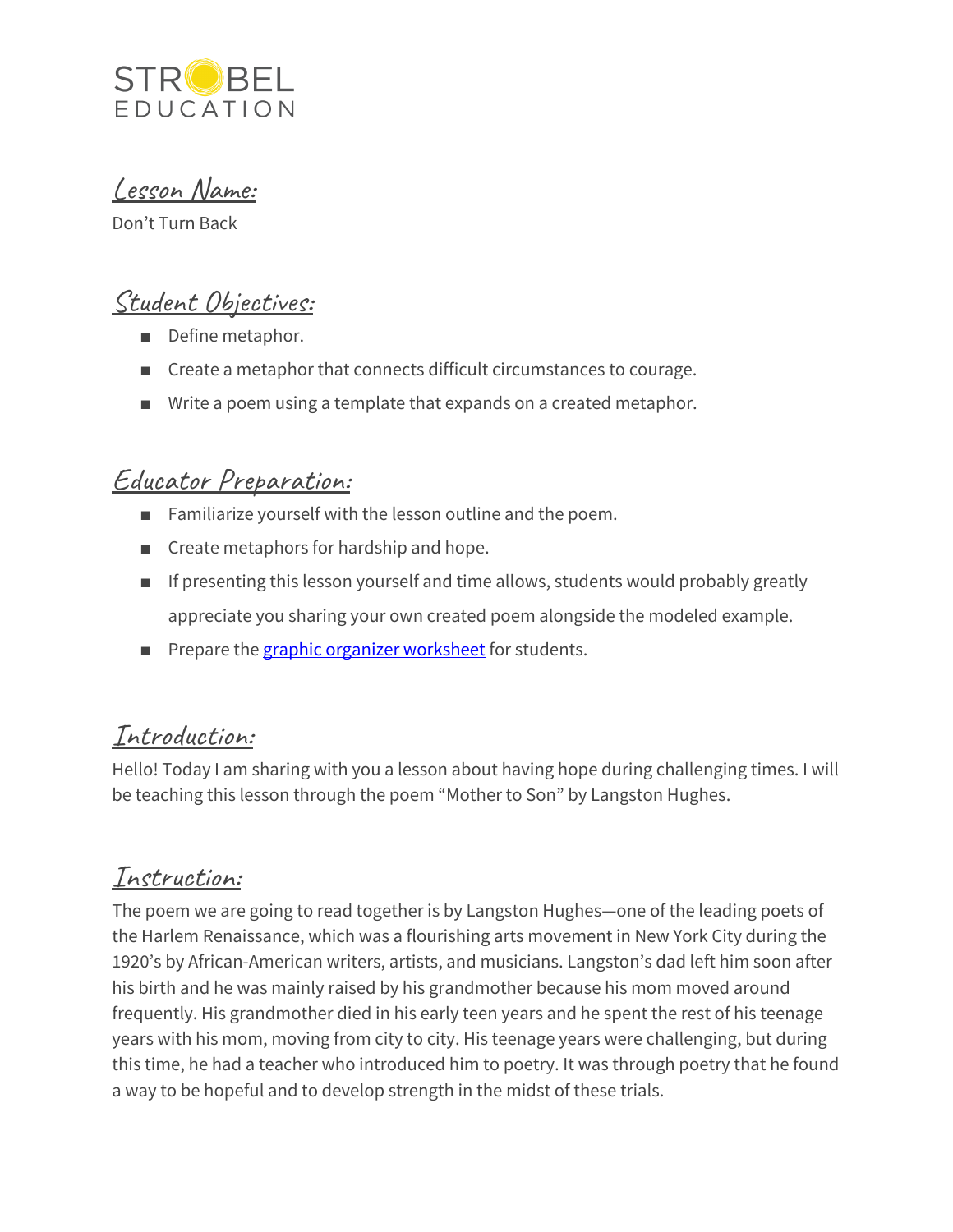STROBEL EDUCATION

## Lesson Name:

Don't Turn Back

## Student Objectives:

- Define metaphor.
- Create a metaphor that connects difficult circumstances to courage.
- Write a poem using a template that expands on a created metaphor.

## Educator Preparation:

- Familiarize yourself with the lesson outline and the poem.
- Create metaphors for hardship and hope.
- If presenting this lesson yourself and time allows, students would probably greatly appreciate you sharing your own created poem alongside the modeled example.
- Prepare the graphic organizer worksheet for students.

## Introduction:

Hello! Today I am sharing with you a lesson about having hope during challenging times. I will be teaching this lesson through the poem "Mother to Son" by Langston Hughes.

## Instruction:

The poem we are going to read together is by Langston Hughes—one of the leading poets of the Harlem Renaissance, which was a flourishing arts movement in New York City during the 1920's by African-American writers, artists, and musicians. Langston's dad left him soon after his birth and he was mainly raised by his grandmother because his mom moved around frequently. His grandmother died in his early teen years and he spent the rest of his teenage years with his mom, moving from city to city. His teenage years were challenging, but during this time, he had a teacher who introduced him to poetry. It was through poetry that he found a way to be hopeful and to develop strength in the midst of these trials.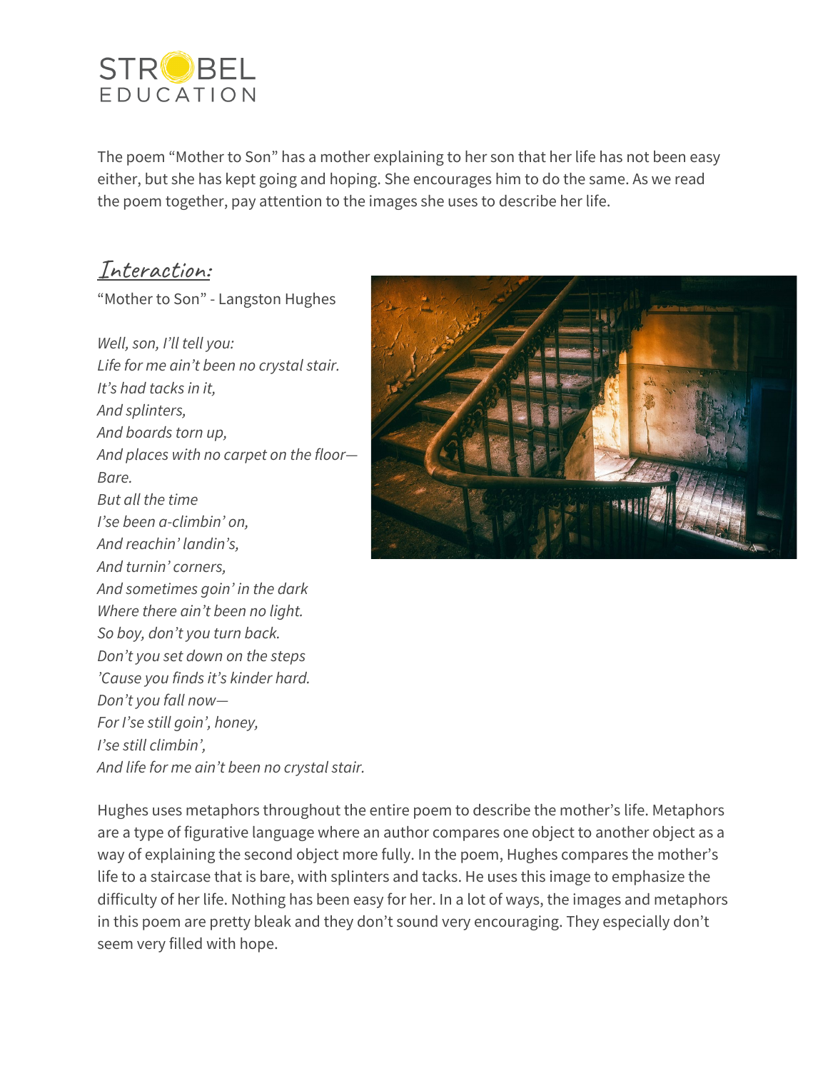The poem "Mother to Son" has a mother explaining to her son that her life has not been easy either, but she has kept going and hoping. She encourages him to do the same. As we read the poem together, pay attention to the images she uses to describe her life.

## Interaction:

"Mother to Son" - Langston Hughes

*Well, son, I'll tell you:*
*Life for me ain't been no crystal stair.*
*It's had tacks in it,*
*And splinters,*
*And boards torn up,*
*And places with no carpet on the floor—*
*Bare.*
*But all the time*
*I'se been a-climbin' on,*
*And reachin' landin's,*
*And turnin' corners,*
*And sometimes goin' in the dark*
*Where there ain't been no light.*
*So boy, don't you turn back.*
*Don't you set down on the steps*
*'Cause you finds it's kinder hard.*
*Don't you fall now—*
*For I'se still goin', honey,*
*I'se still climbin',*
*And life for me ain't been no crystal stair.*

Hughes uses metaphors throughout the entire poem to describe the mother's life. Metaphors are a type of figurative language where an author compares one object to another object as a way of explaining the second object more fully. In the poem, Hughes compares the mother's life to a staircase that is bare, with splinters and tacks. He uses this image to emphasize the difficulty of her life. Nothing has been easy for her. In a lot of ways, the images and metaphors in this poem are pretty bleak and they don't sound very encouraging. They especially don't seem very filled with hope.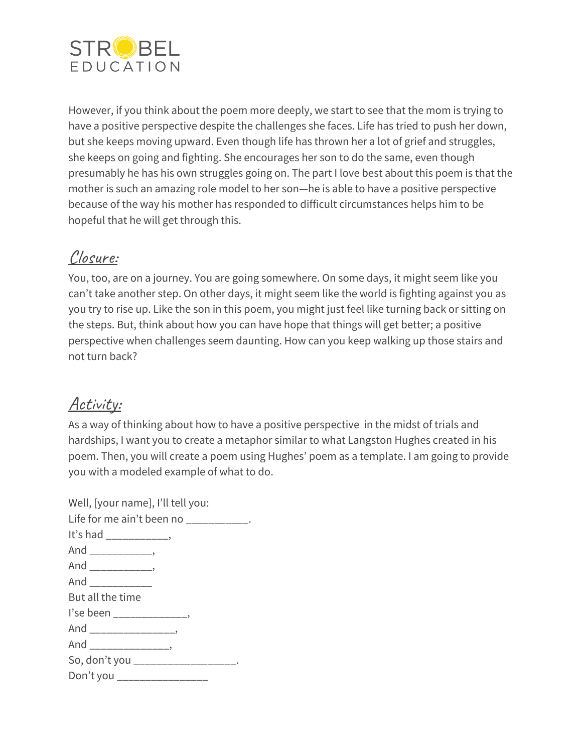However, if you think about the poem more deeply, we start to see that the mom is trying to have a positive perspective despite the challenges she faces. Life has tried to push her down, but she keeps moving upward. Even though life has thrown her a lot of grief and struggles, she keeps on going and fighting. She encourages her son to do the same, even though presumably he has his own struggles going on. The part I love best about this poem is that the mother is such an amazing role model to her son—he is able to have a positive perspective because of the way his mother has responded to difficult circumstances helps him to be hopeful that he will get through this.

## Closure:

You, too, are on a journey. You are going somewhere. On some days, it might seem like you can't take another step. On other days, it might seem like the world is fighting against you as you try to rise up. Like the son in this poem, you might just feel like turning back or sitting on the steps. But, think about how you can have hope that things will get better; a positive perspective when challenges seem daunting. How can you keep walking up those stairs and not turn back?

## Activity:

As a way of thinking about how to have a positive perspective in the midst of trials and hardships, I want you to create a metaphor similar to what Langston Hughes created in his poem. Then, you will create a poem using Hughes' poem as a template. I am going to provide you with a modeled example of what to do.

Well, [your name], I'll tell you:
Life for me ain't been no __________.
It's had __________,
And __________,
And __________,
And __________
But all the time
I'se been ____________,
And ______________,
And _____________,
So, don't you _________________.
Don't you _______________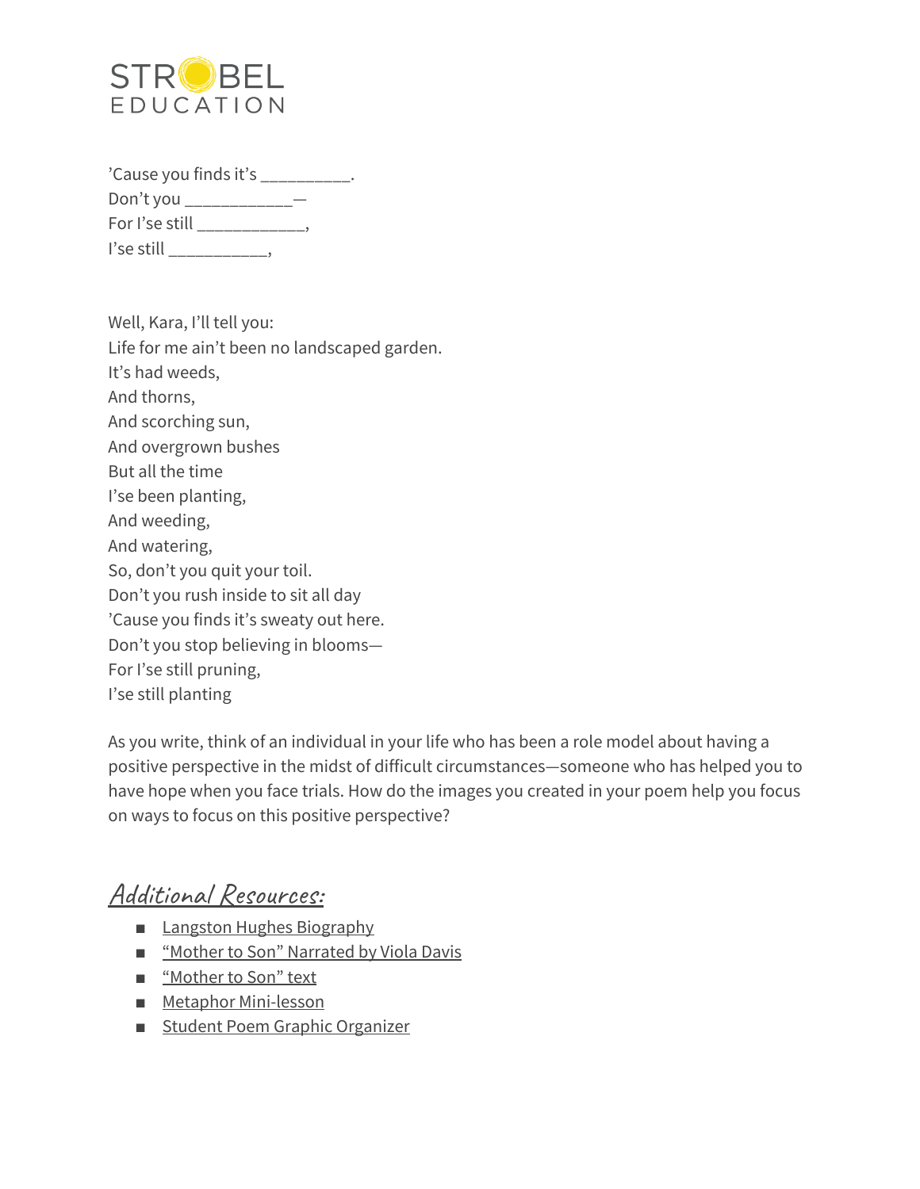'Cause you finds it's __________.
Don't you ____________—
For I'se still ____________,
I'se still ___________,

Well, Kara, I'll tell you:
Life for me ain't been no landscaped garden.
It's had weeds,
And thorns,
And scorching sun,
And overgrown bushes
But all the time
I'se been planting,
And weeding,
And watering,
So, don't you quit your toil.
Don't you rush inside to sit all day
'Cause you finds it's sweaty out here.
Don't you stop believing in blooms—
For I'se still pruning,
I'se still planting

As you write, think of an individual in your life who has been a role model about having a positive perspective in the midst of difficult circumstances—someone who has helped you to have hope when you face trials. How do the images you created in your poem help you focus on ways to focus on this positive perspective?

## *Additional Resources:*

- Langston Hughes Biography
- "Mother to Son" Narrated by Viola Davis
- "Mother to Son" text
- Metaphor Mini-lesson
- Student Poem Graphic Organizer